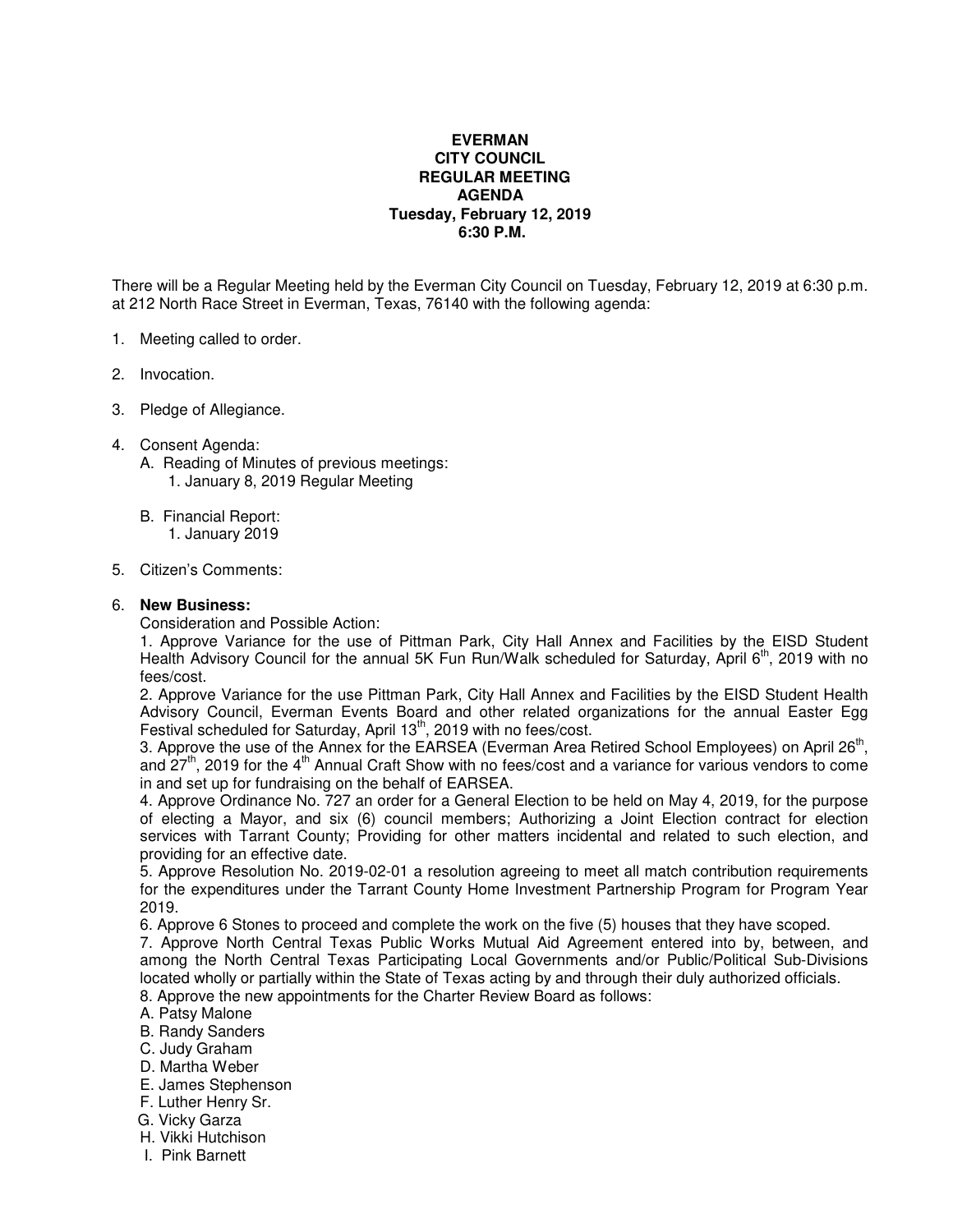# EVERMAN
## CITY COUNCIL
## REGULAR MEETING
## AGENDA
### Tuesday, February 12, 2019
### 6:30 P.M.

There will be a Regular Meeting held by the Everman City Council on Tuesday, February 12, 2019 at 6:30 p.m. at 212 North Race Street in Everman, Texas, 76140 with the following agenda:

1. Meeting called to order.

2. Invocation.

3. Pledge of Allegiance.

4. Consent Agenda:
   A. Reading of Minutes of previous meetings:
      1. January 8, 2019 Regular Meeting

   B. Financial Report:
      1. January 2019

5. Citizen's Comments:

6. **New Business:**
   Consideration and Possible Action:
   1. Approve Variance for the use of Pittman Park, City Hall Annex and Facilities by the EISD Student Health Advisory Council for the annual 5K Fun Run/Walk scheduled for Saturday, April 6th, 2019 with no fees/cost.
   2. Approve Variance for the use Pittman Park, City Hall Annex and Facilities by the EISD Student Health Advisory Council, Everman Events Board and other related organizations for the annual Easter Egg Festival scheduled for Saturday, April 13th, 2019 with no fees/cost.
   3. Approve the use of the Annex for the EARSEA (Everman Area Retired School Employees) on April 26th, and 27th, 2019 for the 4th Annual Craft Show with no fees/cost and a variance for various vendors to come in and set up for fundraising on the behalf of EARSEA.
   4. Approve Ordinance No. 727 an order for a General Election to be held on May 4, 2019, for the purpose of electing a Mayor, and six (6) council members; Authorizing a Joint Election contract for election services with Tarrant County; Providing for other matters incidental and related to such election, and providing for an effective date.
   5. Approve Resolution No. 2019-02-01 a resolution agreeing to meet all match contribution requirements for the expenditures under the Tarrant County Home Investment Partnership Program for Program Year 2019.
   6. Approve 6 Stones to proceed and complete the work on the five (5) houses that they have scoped.
   7. Approve North Central Texas Public Works Mutual Aid Agreement entered into by, between, and among the North Central Texas Participating Local Governments and/or Public/Political Sub-Divisions located wholly or partially within the State of Texas acting by and through their duly authorized officials.
   8. Approve the new appointments for the Charter Review Board as follows:
   A. Patsy Malone
   B. Randy Sanders
   C. Judy Graham
   D. Martha Weber
   E. James Stephenson
   F. Luther Henry Sr.
   G. Vicky Garza
   H. Vikki Hutchison
   I. Pink Barnett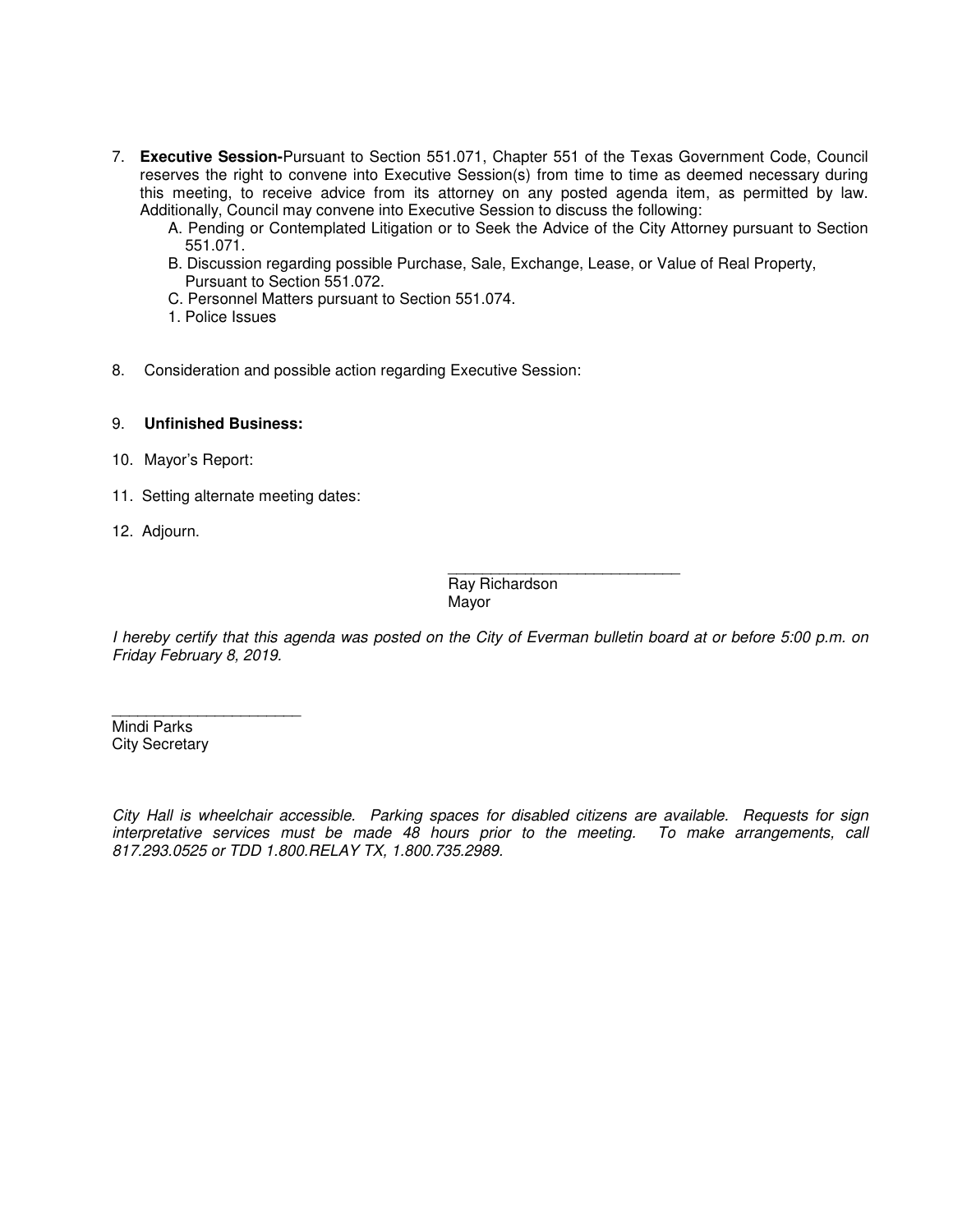7. **Executive Session-**Pursuant to Section 551.071, Chapter 551 of the Texas Government Code, Council reserves the right to convene into Executive Session(s) from time to time as deemed necessary during this meeting, to receive advice from its attorney on any posted agenda item, as permitted by law. Additionally, Council may convene into Executive Session to discuss the following:
   A. Pending or Contemplated Litigation or to Seek the Advice of the City Attorney pursuant to Section 551.071.
   B. Discussion regarding possible Purchase, Sale, Exchange, Lease, or Value of Real Property, Pursuant to Section 551.072.
   C. Personnel Matters pursuant to Section 551.074.
   1. Police Issues

8. Consideration and possible action regarding Executive Session:

9. **Unfinished Business:**

10. Mayor's Report:

11. Setting alternate meeting dates:

12. Adjourn.

\_\_\_\_\_\_\_\_\_\_\_\_\_\_\_\_\_\_\_\_\_\_\_\_\_\_\_\_
Ray Richardson
Mayor

*I hereby certify that this agenda was posted on the City of Everman bulletin board at or before 5:00 p.m. on Friday February 8, 2019.*

\_\_\_\_\_\_\_\_\_\_\_\_\_\_\_\_\_\_\_\_\_\_\_\_
Mindi Parks
City Secretary

*City Hall is wheelchair accessible. Parking spaces for disabled citizens are available. Requests for sign interpretative services must be made 48 hours prior to the meeting. To make arrangements, call 817.293.0525 or TDD 1.800.RELAY TX, 1.800.735.2989.*